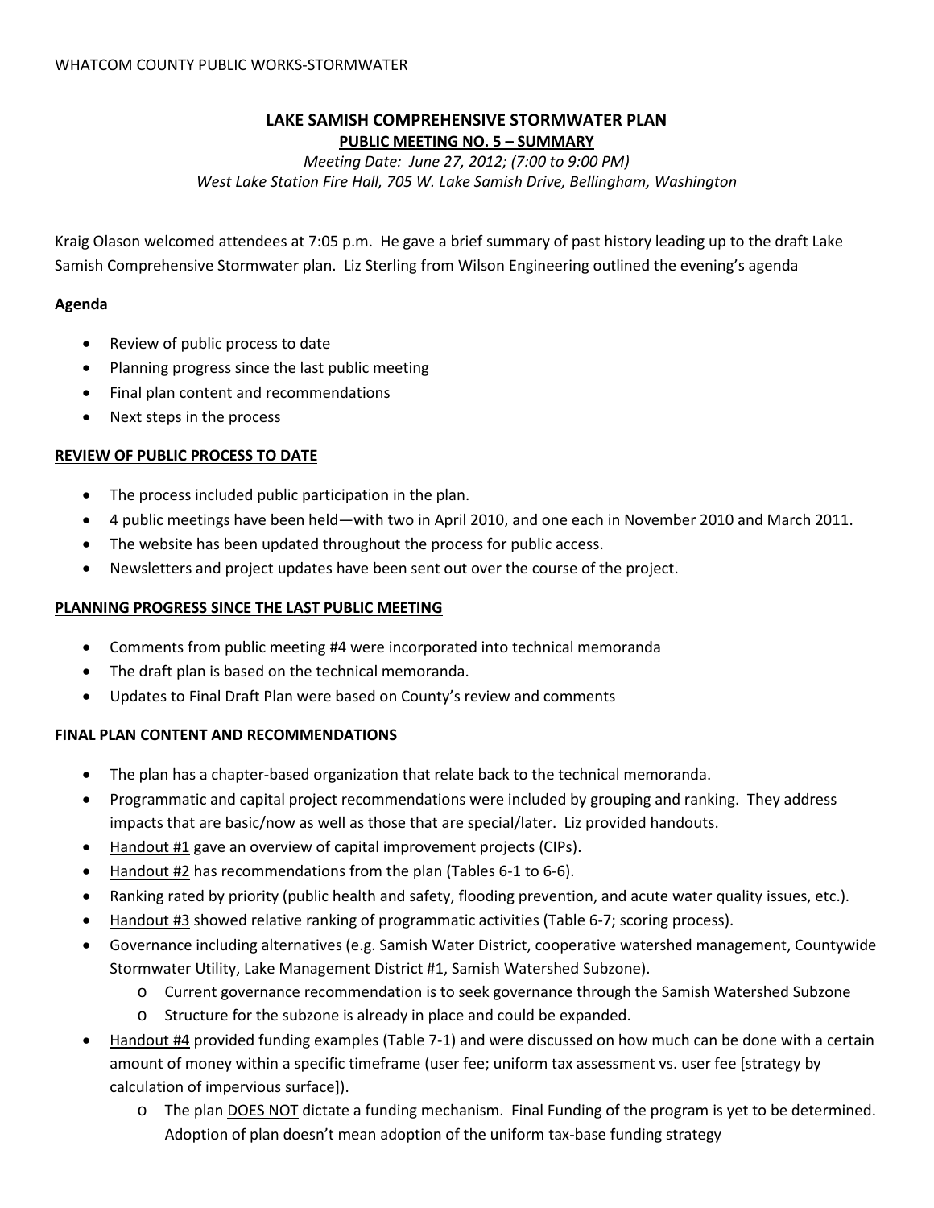WHATCOM COUNTY PUBLIC WORKS-STORMWATER

# LAKE SAMISH COMPREHENSIVE STORMWATER PLAN

## PUBLIC MEETING NO. 5 – SUMMARY

*Meeting Date: June 27, 2012; (7:00 to 9:00 PM)*
*West Lake Station Fire Hall, 705 W. Lake Samish Drive, Bellingham, Washington*

Kraig Olason welcomed attendees at 7:05 p.m. He gave a brief summary of past history leading up to the draft Lake Samish Comprehensive Stormwater plan. Liz Sterling from Wilson Engineering outlined the evening's agenda

**Agenda**

- Review of public process to date
- Planning progress since the last public meeting
- Final plan content and recommendations
- Next steps in the process

**REVIEW OF PUBLIC PROCESS TO DATE**

- The process included public participation in the plan.
- 4 public meetings have been held—with two in April 2010, and one each in November 2010 and March 2011.
- The website has been updated throughout the process for public access.
- Newsletters and project updates have been sent out over the course of the project.

**PLANNING PROGRESS SINCE THE LAST PUBLIC MEETING**

- Comments from public meeting #4 were incorporated into technical memoranda
- The draft plan is based on the technical memoranda.
- Updates to Final Draft Plan were based on County's review and comments

**FINAL PLAN CONTENT AND RECOMMENDATIONS**

- The plan has a chapter-based organization that relate back to the technical memoranda.
- Programmatic and capital project recommendations were included by grouping and ranking. They address impacts that are basic/now as well as those that are special/later. Liz provided handouts.
- Handout #1 gave an overview of capital improvement projects (CIPs).
- Handout #2 has recommendations from the plan (Tables 6-1 to 6-6).
- Ranking rated by priority (public health and safety, flooding prevention, and acute water quality issues, etc.).
- Handout #3 showed relative ranking of programmatic activities (Table 6-7; scoring process).
- Governance including alternatives (e.g. Samish Water District, cooperative watershed management, Countywide Stormwater Utility, Lake Management District #1, Samish Watershed Subzone).
  - Current governance recommendation is to seek governance through the Samish Watershed Subzone
  - Structure for the subzone is already in place and could be expanded.
- Handout #4 provided funding examples (Table 7-1) and were discussed on how much can be done with a certain amount of money within a specific timeframe (user fee; uniform tax assessment vs. user fee [strategy by calculation of impervious surface]).
  - The plan DOES NOT dictate a funding mechanism. Final Funding of the program is yet to be determined. Adoption of plan doesn't mean adoption of the uniform tax-base funding strategy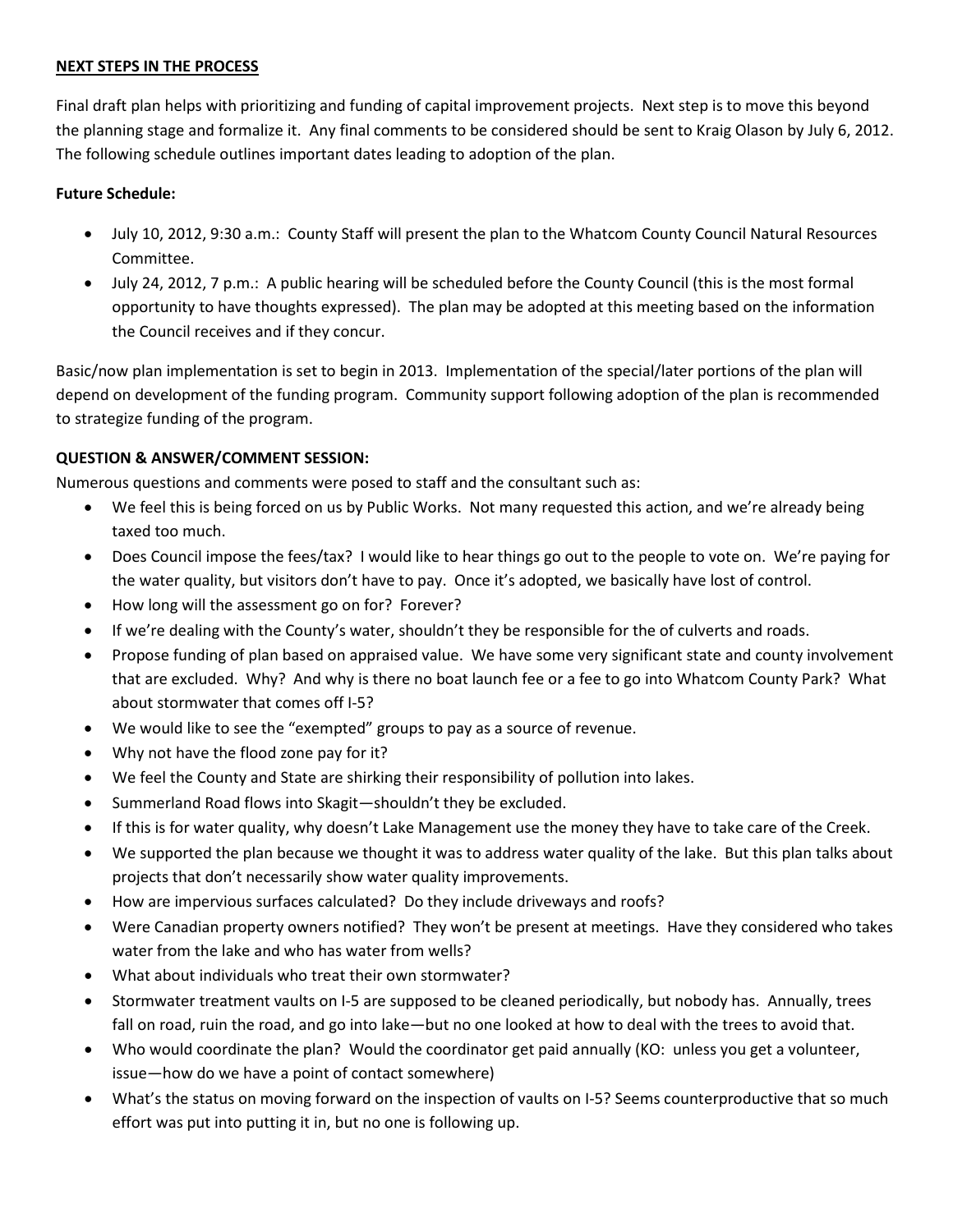**NEXT STEPS IN THE PROCESS**

Final draft plan helps with prioritizing and funding of capital improvement projects. Next step is to move this beyond the planning stage and formalize it. Any final comments to be considered should be sent to Kraig Olason by July 6, 2012. The following schedule outlines important dates leading to adoption of the plan.

**Future Schedule:**

- July 10, 2012, 9:30 a.m.: County Staff will present the plan to the Whatcom County Council Natural Resources Committee.
- July 24, 2012, 7 p.m.: A public hearing will be scheduled before the County Council (this is the most formal opportunity to have thoughts expressed). The plan may be adopted at this meeting based on the information the Council receives and if they concur.

Basic/now plan implementation is set to begin in 2013. Implementation of the special/later portions of the plan will depend on development of the funding program. Community support following adoption of the plan is recommended to strategize funding of the program.

**QUESTION & ANSWER/COMMENT SESSION:**

Numerous questions and comments were posed to staff and the consultant such as:

- We feel this is being forced on us by Public Works. Not many requested this action, and we're already being taxed too much.
- Does Council impose the fees/tax? I would like to hear things go out to the people to vote on. We're paying for the water quality, but visitors don't have to pay. Once it's adopted, we basically have lost of control.
- How long will the assessment go on for? Forever?
- If we're dealing with the County's water, shouldn't they be responsible for the of culverts and roads.
- Propose funding of plan based on appraised value. We have some very significant state and county involvement that are excluded. Why? And why is there no boat launch fee or a fee to go into Whatcom County Park? What about stormwater that comes off I-5?
- We would like to see the "exempted" groups to pay as a source of revenue.
- Why not have the flood zone pay for it?
- We feel the County and State are shirking their responsibility of pollution into lakes.
- Summerland Road flows into Skagit—shouldn't they be excluded.
- If this is for water quality, why doesn't Lake Management use the money they have to take care of the Creek.
- We supported the plan because we thought it was to address water quality of the lake. But this plan talks about projects that don't necessarily show water quality improvements.
- How are impervious surfaces calculated? Do they include driveways and roofs?
- Were Canadian property owners notified? They won't be present at meetings. Have they considered who takes water from the lake and who has water from wells?
- What about individuals who treat their own stormwater?
- Stormwater treatment vaults on I-5 are supposed to be cleaned periodically, but nobody has. Annually, trees fall on road, ruin the road, and go into lake—but no one looked at how to deal with the trees to avoid that.
- Who would coordinate the plan? Would the coordinator get paid annually (KO: unless you get a volunteer, issue—how do we have a point of contact somewhere)
- What's the status on moving forward on the inspection of vaults on I-5? Seems counterproductive that so much effort was put into putting it in, but no one is following up.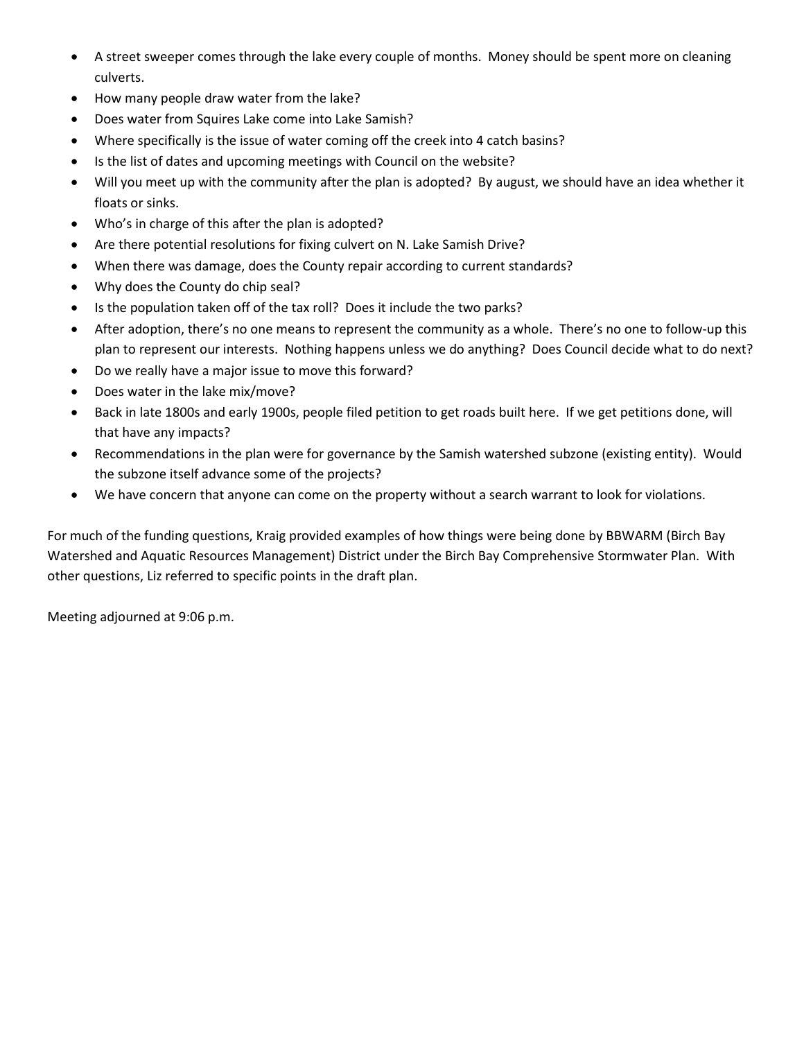- A street sweeper comes through the lake every couple of months. Money should be spent more on cleaning culverts.
- How many people draw water from the lake?
- Does water from Squires Lake come into Lake Samish?
- Where specifically is the issue of water coming off the creek into 4 catch basins?
- Is the list of dates and upcoming meetings with Council on the website?
- Will you meet up with the community after the plan is adopted? By august, we should have an idea whether it floats or sinks.
- Who's in charge of this after the plan is adopted?
- Are there potential resolutions for fixing culvert on N. Lake Samish Drive?
- When there was damage, does the County repair according to current standards?
- Why does the County do chip seal?
- Is the population taken off of the tax roll? Does it include the two parks?
- After adoption, there's no one means to represent the community as a whole. There's no one to follow-up this plan to represent our interests. Nothing happens unless we do anything? Does Council decide what to do next?
- Do we really have a major issue to move this forward?
- Does water in the lake mix/move?
- Back in late 1800s and early 1900s, people filed petition to get roads built here. If we get petitions done, will that have any impacts?
- Recommendations in the plan were for governance by the Samish watershed subzone (existing entity). Would the subzone itself advance some of the projects?
- We have concern that anyone can come on the property without a search warrant to look for violations.

For much of the funding questions, Kraig provided examples of how things were being done by BBWARM (Birch Bay Watershed and Aquatic Resources Management) District under the Birch Bay Comprehensive Stormwater Plan. With other questions, Liz referred to specific points in the draft plan.

Meeting adjourned at 9:06 p.m.